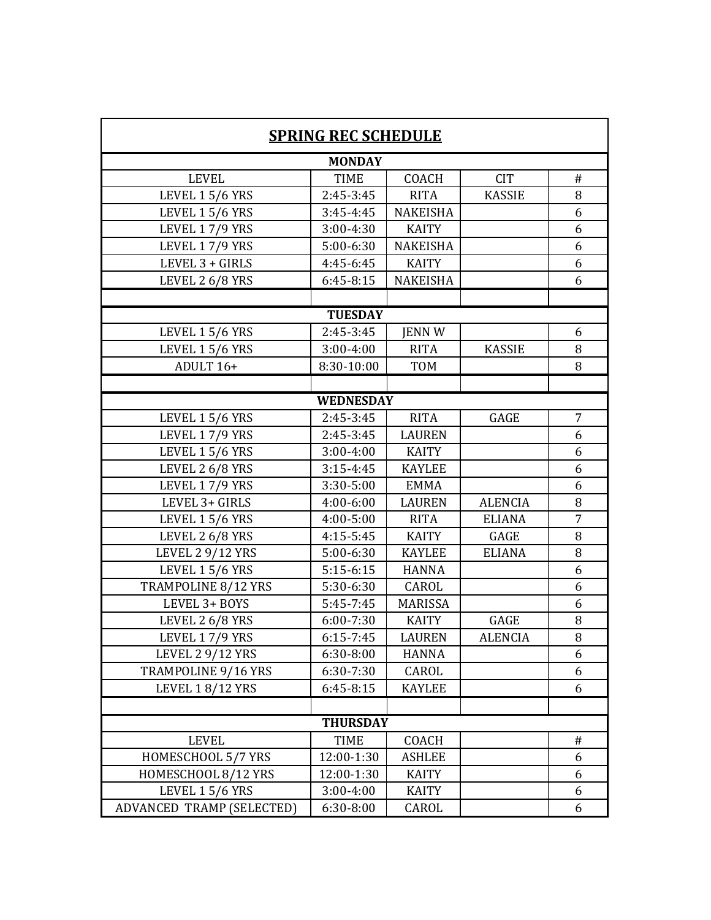# SPRING REC SCHEDULE

**MONDAY**

| LEVEL | TIME | COACH | CIT | # |
|---|---|---|---|---|
| LEVEL 1 5/6 YRS | 2:45-3:45 | RITA | KASSIE | 8 |
| LEVEL 1 5/6 YRS | 3:45-4:45 | NAKEISHA | | 6 |
| LEVEL 1 7/9 YRS | 3:00-4:30 | KAITY | | 6 |
| LEVEL 1 7/9 YRS | 5:00-6:30 | NAKEISHA | | 6 |
| LEVEL 3 + GIRLS | 4:45-6:45 | KAITY | | 6 |
| LEVEL 2 6/8 YRS | 6:45-8:15 | NAKEISHA | | 6 |

**TUESDAY**

| LEVEL | TIME | COACH | CIT | # |
|---|---|---|---|---|
| LEVEL 1 5/6 YRS | 2:45-3:45 | JENN W | | 6 |
| LEVEL 1 5/6 YRS | 3:00-4:00 | RITA | KASSIE | 8 |
| ADULT 16+ | 8:30-10:00 | TOM | | 8 |

**WEDNESDAY**

| LEVEL | TIME | COACH | CIT | # |
|---|---|---|---|---|
| LEVEL 1 5/6 YRS | 2:45-3:45 | RITA | GAGE | 7 |
| LEVEL 1 7/9 YRS | 2:45-3:45 | LAUREN | | 6 |
| LEVEL 1 5/6 YRS | 3:00-4:00 | KAITY | | 6 |
| LEVEL 2 6/8 YRS | 3:15-4:45 | KAYLEE | | 6 |
| LEVEL 1 7/9 YRS | 3:30-5:00 | EMMA | | 6 |
| LEVEL 3+ GIRLS | 4:00-6:00 | LAUREN | ALENCIA | 8 |
| LEVEL 1 5/6 YRS | 4:00-5:00 | RITA | ELIANA | 7 |
| LEVEL 2 6/8 YRS | 4:15-5:45 | KAITY | GAGE | 8 |
| LEVEL 2 9/12 YRS | 5:00-6:30 | KAYLEE | ELIANA | 8 |
| LEVEL 1 5/6 YRS | 5:15-6:15 | HANNA | | 6 |
| TRAMPOLINE 8/12 YRS | 5:30-6:30 | CAROL | | 6 |
| LEVEL 3+ BOYS | 5:45-7:45 | MARISSA | | 6 |
| LEVEL 2 6/8 YRS | 6:00-7:30 | KAITY | GAGE | 8 |
| LEVEL 1 7/9 YRS | 6:15-7:45 | LAUREN | ALENCIA | 8 |
| LEVEL 2 9/12 YRS | 6:30-8:00 | HANNA | | 6 |
| TRAMPOLINE 9/16 YRS | 6:30-7:30 | CAROL | | 6 |
| LEVEL 1 8/12 YRS | 6:45-8:15 | KAYLEE | | 6 |

**THURSDAY**

| LEVEL | TIME | COACH | | # |
|---|---|---|---|---|
| HOMESCHOOL 5/7 YRS | 12:00-1:30 | ASHLEE | | 6 |
| HOMESCHOOL 8/12 YRS | 12:00-1:30 | KAITY | | 6 |
| LEVEL 1 5/6 YRS | 3:00-4:00 | KAITY | | 6 |
| ADVANCED TRAMP (SELECTED) | 6:30-8:00 | CAROL | | 6 |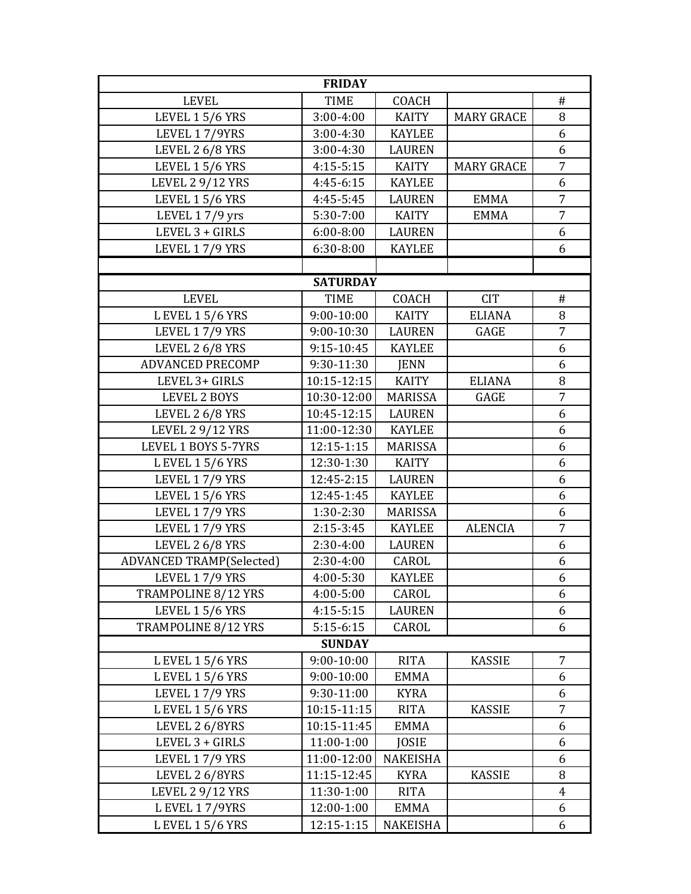| FRIDAY | | | | |
|---|---|---|---|---|
| LEVEL | TIME | COACH | | # |
| LEVEL 1 5/6 YRS | 3:00-4:00 | KAITY | MARY GRACE | 8 |
| LEVEL 1 7/9YRS | 3:00-4:30 | KAYLEE | | 6 |
| LEVEL 2 6/8 YRS | 3:00-4:30 | LAUREN | | 6 |
| LEVEL 1 5/6 YRS | 4:15-5:15 | KAITY | MARY GRACE | 7 |
| LEVEL 2 9/12 YRS | 4:45-6:15 | KAYLEE | | 6 |
| LEVEL 1 5/6 YRS | 4:45-5:45 | LAUREN | EMMA | 7 |
| LEVEL 1 7/9 yrs | 5:30-7:00 | KAITY | EMMA | 7 |
| LEVEL 3 + GIRLS | 6:00-8:00 | LAUREN | | 6 |
| LEVEL 1 7/9 YRS | 6:30-8:00 | KAYLEE | | 6 |
| | | | | |
| **SATURDAY** | | | | |
| LEVEL | TIME | COACH | CIT | # |
| L EVEL 1 5/6 YRS | 9:00-10:00 | KAITY | ELIANA | 8 |
| LEVEL 1 7/9 YRS | 9:00-10:30 | LAUREN | GAGE | 7 |
| LEVEL 2 6/8 YRS | 9:15-10:45 | KAYLEE | | 6 |
| ADVANCED PRECOMP | 9:30-11:30 | JENN | | 6 |
| LEVEL 3+ GIRLS | 10:15-12:15 | KAITY | ELIANA | 8 |
| LEVEL 2 BOYS | 10:30-12:00 | MARISSA | GAGE | 7 |
| LEVEL 2 6/8 YRS | 10:45-12:15 | LAUREN | | 6 |
| LEVEL 2 9/12 YRS | 11:00-12:30 | KAYLEE | | 6 |
| LEVEL 1 BOYS 5-7YRS | 12:15-1:15 | MARISSA | | 6 |
| L EVEL 1 5/6 YRS | 12:30-1:30 | KAITY | | 6 |
| LEVEL 1 7/9 YRS | 12:45-2:15 | LAUREN | | 6 |
| LEVEL 1 5/6 YRS | 12:45-1:45 | KAYLEE | | 6 |
| LEVEL 1 7/9 YRS | 1:30-2:30 | MARISSA | | 6 |
| LEVEL 1 7/9 YRS | 2:15-3:45 | KAYLEE | ALENCIA | 7 |
| LEVEL 2 6/8 YRS | 2:30-4:00 | LAUREN | | 6 |
| ADVANCED TRAMP(Selected) | 2:30-4:00 | CAROL | | 6 |
| LEVEL 1 7/9 YRS | 4:00-5:30 | KAYLEE | | 6 |
| TRAMPOLINE 8/12 YRS | 4:00-5:00 | CAROL | | 6 |
| LEVEL 1 5/6 YRS | 4:15-5:15 | LAUREN | | 6 |
| TRAMPOLINE 8/12 YRS | 5:15-6:15 | CAROL | | 6 |
| **SUNDAY** | | | | |
| L EVEL 1 5/6 YRS | 9:00-10:00 | RITA | KASSIE | 7 |
| L EVEL 1 5/6 YRS | 9:00-10:00 | EMMA | | 6 |
| LEVEL 1 7/9 YRS | 9:30-11:00 | KYRA | | 6 |
| L EVEL 1 5/6 YRS | 10:15-11:15 | RITA | KASSIE | 7 |
| LEVEL 2 6/8YRS | 10:15-11:45 | EMMA | | 6 |
| LEVEL 3 + GIRLS | 11:00-1:00 | JOSIE | | 6 |
| LEVEL 1 7/9 YRS | 11:00-12:00 | NAKEISHA | | 6 |
| LEVEL 2 6/8YRS | 11:15-12:45 | KYRA | KASSIE | 8 |
| LEVEL 2 9/12 YRS | 11:30-1:00 | RITA | | 4 |
| L EVEL 1 7/9YRS | 12:00-1:00 | EMMA | | 6 |
| L EVEL 1 5/6 YRS | 12:15-1:15 | NAKEISHA | | 6 |